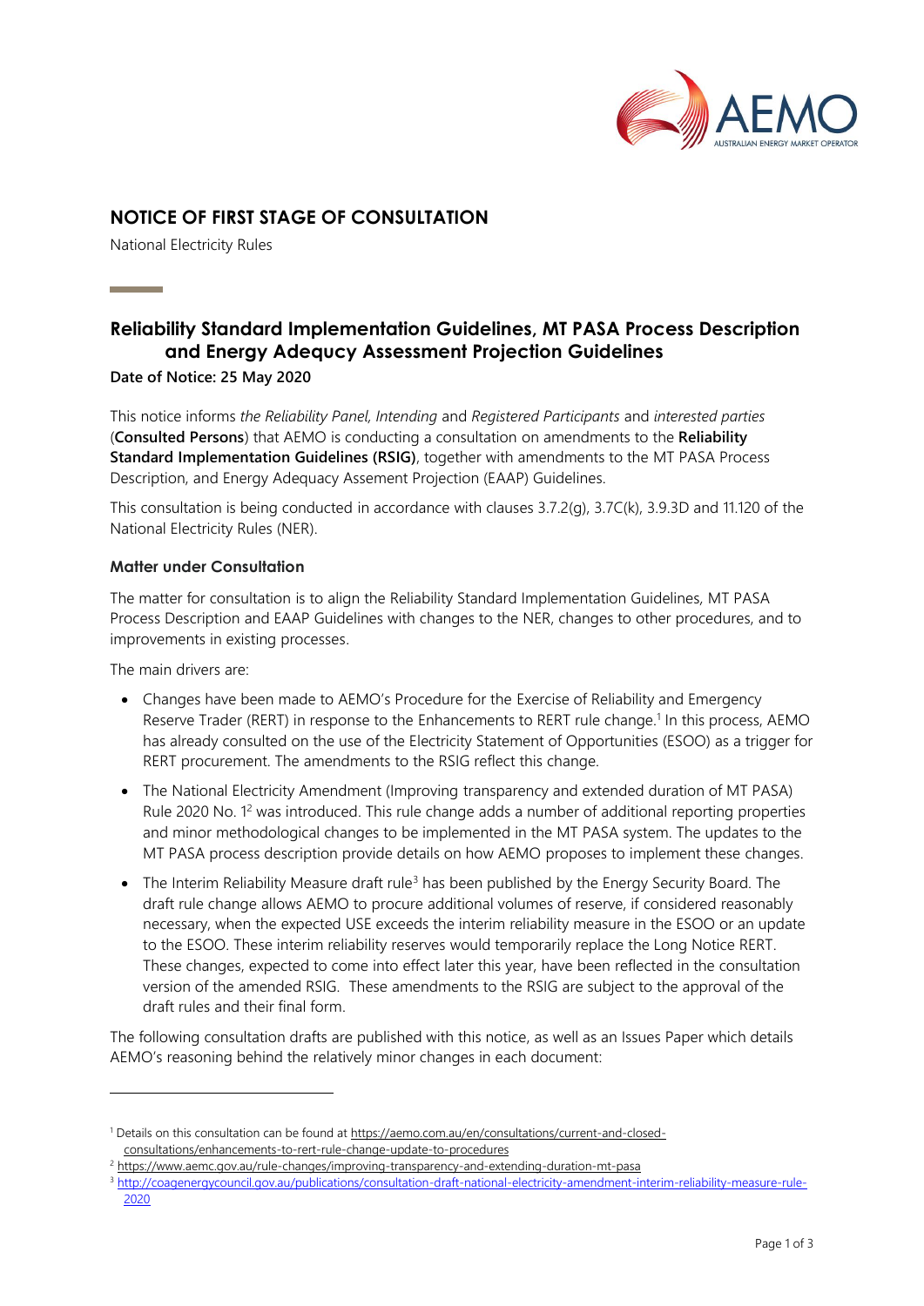# NOTICE OF FIRST STAGE OF CONSULTATION

National Electricity Rules

## Reliability Standard Implementation Guidelines, MT PASA Process Description and Energy Adequcy Assessment Projection Guidelines

**Date of Notice: 25 May 2020**

This notice informs *the Reliability Panel, Intending* and *Registered Participants* and *interested parties* (**Consulted Persons**) that AEMO is conducting a consultation on amendments to the **Reliability Standard Implementation Guidelines (RSIG)**, together with amendments to the MT PASA Process Description, and Energy Adequacy Assement Projection (EAAP) Guidelines.

This consultation is being conducted in accordance with clauses 3.7.2(g), 3.7C(k), 3.9.3D and 11.120 of the National Electricity Rules (NER).

### Matter under Consultation

The matter for consultation is to align the Reliability Standard Implementation Guidelines, MT PASA Process Description and EAAP Guidelines with changes to the NER, changes to other procedures, and to improvements in existing processes.

The main drivers are:

- Changes have been made to AEMO's Procedure for the Exercise of Reliability and Emergency Reserve Trader (RERT) in response to the Enhancements to RERT rule change.[1] In this process, AEMO has already consulted on the use of the Electricity Statement of Opportunities (ESOO) as a trigger for RERT procurement. The amendments to the RSIG reflect this change.
- The National Electricity Amendment (Improving transparency and extended duration of MT PASA) Rule 2020 No. 1[2] was introduced. This rule change adds a number of additional reporting properties and minor methodological changes to be implemented in the MT PASA system. The updates to the MT PASA process description provide details on how AEMO proposes to implement these changes.
- The Interim Reliability Measure draft rule[3] has been published by the Energy Security Board. The draft rule change allows AEMO to procure additional volumes of reserve, if considered reasonably necessary, when the expected USE exceeds the interim reliability measure in the ESOO or an update to the ESOO. These interim reliability reserves would temporarily replace the Long Notice RERT. These changes, expected to come into effect later this year, have been reflected in the consultation version of the amended RSIG. These amendments to the RSIG are subject to the approval of the draft rules and their final form.

The following consultation drafts are published with this notice, as well as an Issues Paper which details AEMO's reasoning behind the relatively minor changes in each document:

---

[1] Details on this consultation can be found at https://aemo.com.au/en/consultations/current-and-closed-consultations/enhancements-to-rert-rule-change-update-to-procedures

[2] https://www.aemc.gov.au/rule-changes/improving-transparency-and-extending-duration-mt-pasa

[3] http://coagenergycouncil.gov.au/publications/consultation-draft-national-electricity-amendment-interim-reliability-measure-rule-2020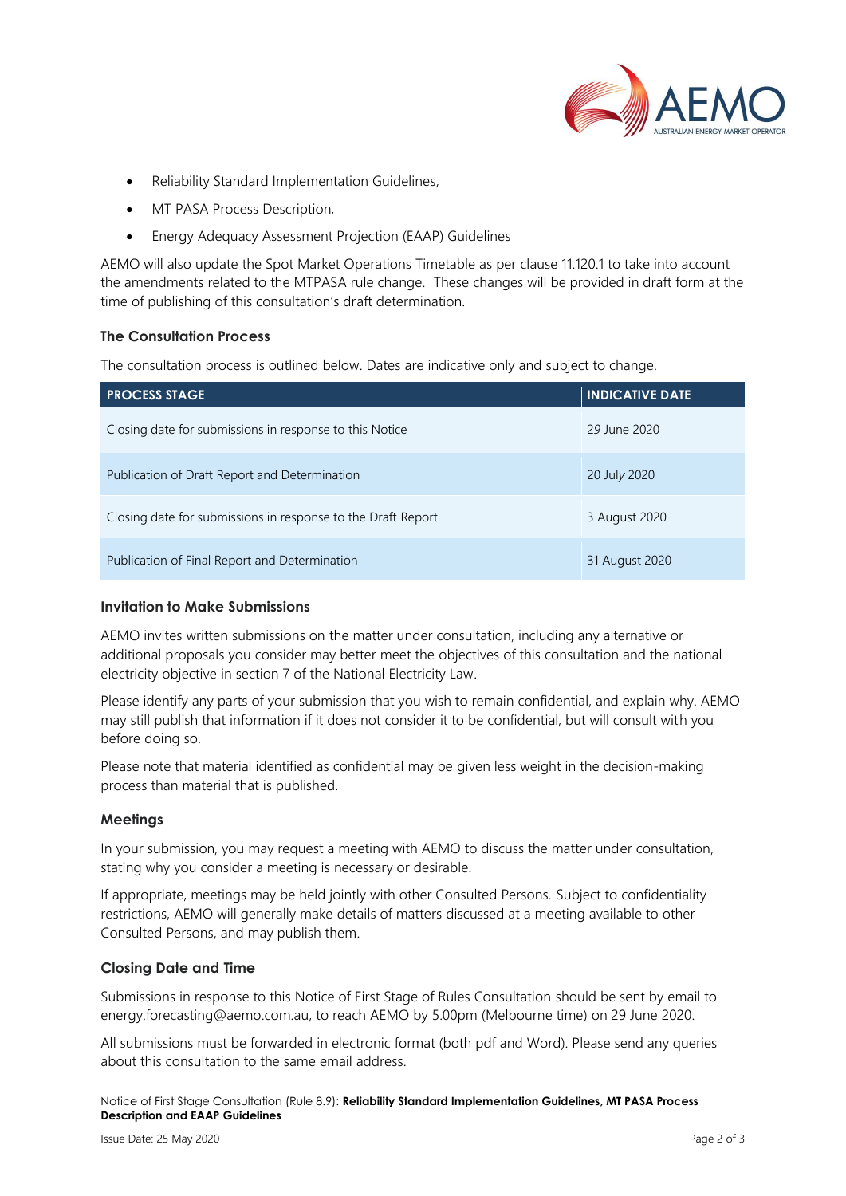- Reliability Standard Implementation Guidelines,
- MT PASA Process Description,
- Energy Adequacy Assessment Projection (EAAP) Guidelines

AEMO will also update the Spot Market Operations Timetable as per clause 11.120.1 to take into account the amendments related to the MTPASA rule change. These changes will be provided in draft form at the time of publishing of this consultation's draft determination.

### The Consultation Process

The consultation process is outlined below. Dates are indicative only and subject to change.

| PROCESS STAGE | INDICATIVE DATE |
|---|---|
| Closing date for submissions in response to this Notice | 29 June 2020 |
| Publication of Draft Report and Determination | 20 July 2020 |
| Closing date for submissions in response to the Draft Report | 3 August 2020 |
| Publication of Final Report and Determination | 31 August 2020 |

### Invitation to Make Submissions

AEMO invites written submissions on the matter under consultation, including any alternative or additional proposals you consider may better meet the objectives of this consultation and the national electricity objective in section 7 of the National Electricity Law.

Please identify any parts of your submission that you wish to remain confidential, and explain why. AEMO may still publish that information if it does not consider it to be confidential, but will consult with you before doing so.

Please note that material identified as confidential may be given less weight in the decision-making process than material that is published.

### Meetings

In your submission, you may request a meeting with AEMO to discuss the matter under consultation, stating why you consider a meeting is necessary or desirable.

If appropriate, meetings may be held jointly with other Consulted Persons. Subject to confidentiality restrictions, AEMO will generally make details of matters discussed at a meeting available to other Consulted Persons, and may publish them.

### Closing Date and Time

Submissions in response to this Notice of First Stage of Rules Consultation should be sent by email to energy.forecasting@aemo.com.au, to reach AEMO by 5.00pm (Melbourne time) on 29 June 2020.

All submissions must be forwarded in electronic format (both pdf and Word). Please send any queries about this consultation to the same email address.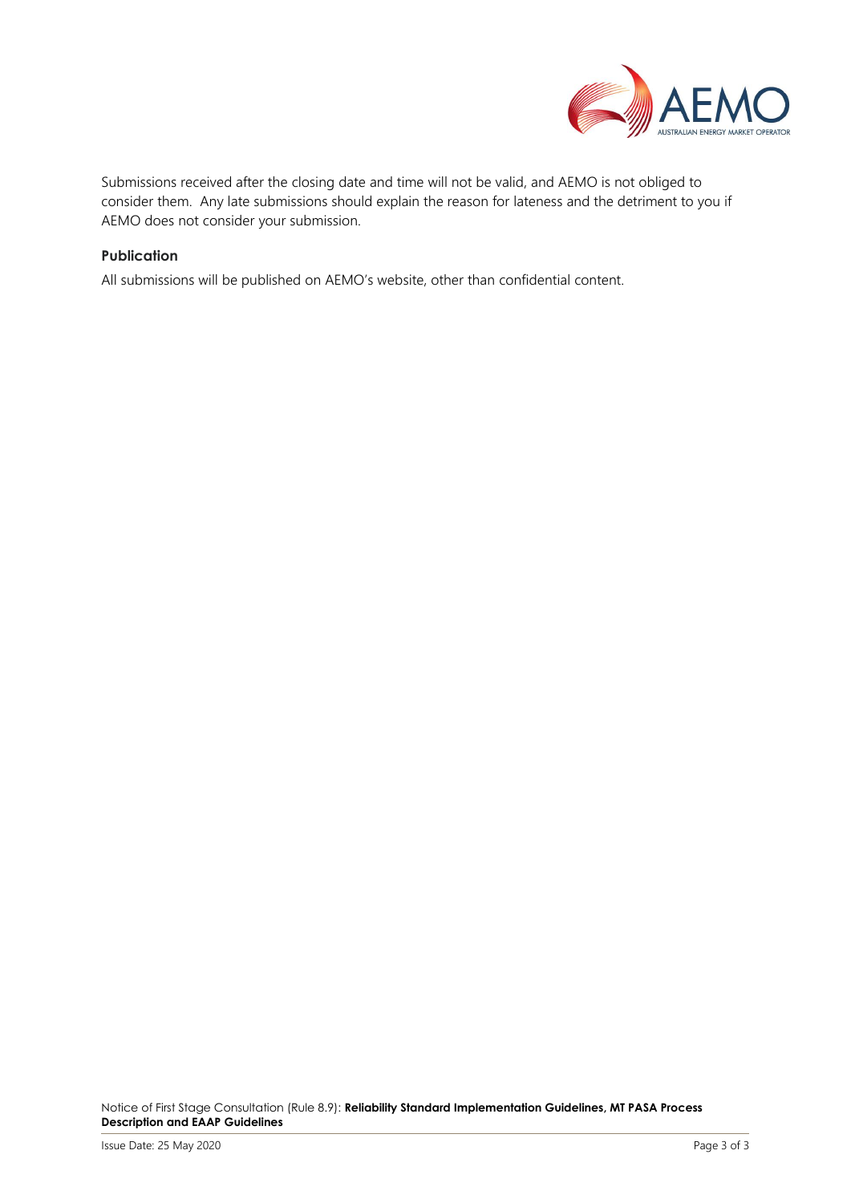Submissions received after the closing date and time will not be valid, and AEMO is not obliged to consider them. Any late submissions should explain the reason for lateness and the detriment to you if AEMO does not consider your submission.

### Publication

All submissions will be published on AEMO's website, other than confidential content.